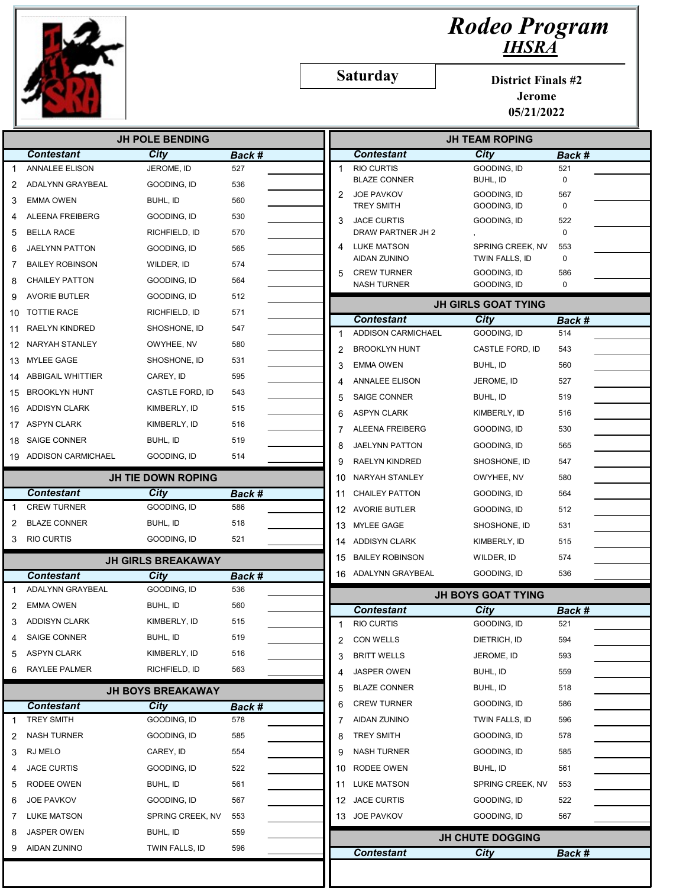# Rodeo Program

## IHSRA

**Saturday**

**District Finals #2**
**Jerome**
**05/21/2022**

## JH POLE BENDING

| | Contestant | City | Back # | |
|---|---|---|---|---|
| 1 | ANNALEE ELISON | JEROME, ID | 527 | |
| 2 | ADALYNN GRAYBEAL | GOODING, ID | 536 | |
| 3 | EMMA OWEN | BUHL, ID | 560 | |
| 4 | ALEENA FREIBERG | GOODING, ID | 530 | |
| 5 | BELLA RACE | RICHFIELD, ID | 570 | |
| 6 | JAELYNN PATTON | GOODING, ID | 565 | |
| 7 | BAILEY ROBINSON | WILDER, ID | 574 | |
| 8 | CHAILEY PATTON | GOODING, ID | 564 | |
| 9 | AVORIE BUTLER | GOODING, ID | 512 | |
| 10 | TOTTIE RACE | RICHFIELD, ID | 571 | |
| 11 | RAELYN KINDRED | SHOSHONE, ID | 547 | |
| 12 | NARYAH STANLEY | OWYHEE, NV | 580 | |
| 13 | MYLEE GAGE | SHOSHONE, ID | 531 | |
| 14 | ABBIGAIL WHITTIER | CAREY, ID | 595 | |
| 15 | BROOKLYN HUNT | CASTLE FORD, ID | 543 | |
| 16 | ADDISYN CLARK | KIMBERLY, ID | 515 | |
| 17 | ASPYN CLARK | KIMBERLY, ID | 516 | |
| 18 | SAIGE CONNER | BUHL, ID | 519 | |
| 19 | ADDISON CARMICHAEL | GOODING, ID | 514 | |

## JH TIE DOWN ROPING

| | Contestant | City | Back # | |
|---|---|---|---|---|
| 1 | CREW TURNER | GOODING, ID | 586 | |
| 2 | BLAZE CONNER | BUHL, ID | 518 | |
| 3 | RIO CURTIS | GOODING, ID | 521 | |

## JH GIRLS BREAKAWAY

| | Contestant | City | Back # | |
|---|---|---|---|---|
| 1 | ADALYNN GRAYBEAL | GOODING, ID | 536 | |
| 2 | EMMA OWEN | BUHL, ID | 560 | |
| 3 | ADDISYN CLARK | KIMBERLY, ID | 515 | |
| 4 | SAIGE CONNER | BUHL, ID | 519 | |
| 5 | ASPYN CLARK | KIMBERLY, ID | 516 | |
| 6 | RAYLEE PALMER | RICHFIELD, ID | 563 | |

## JH BOYS BREAKAWAY

| | Contestant | City | Back # | |
|---|---|---|---|---|
| 1 | TREY SMITH | GOODING, ID | 578 | |
| 2 | NASH TURNER | GOODING, ID | 585 | |
| 3 | RJ MELO | CAREY, ID | 554 | |
| 4 | JACE CURTIS | GOODING, ID | 522 | |
| 5 | RODEE OWEN | BUHL, ID | 561 | |
| 6 | JOE PAVKOV | GOODING, ID | 567 | |
| 7 | LUKE MATSON | SPRING CREEK, NV | 553 | |
| 8 | JASPER OWEN | BUHL, ID | 559 | |
| 9 | AIDAN ZUNINO | TWIN FALLS, ID | 596 | |

## JH TEAM ROPING

| | Contestant | City | Back # | |
|---|---|---|---|---|
| 1 | RIO CURTIS | GOODING, ID | 521 | |
| | BLAZE CONNER | BUHL, ID | 0 | |
| 2 | JOE PAVKOV | GOODING, ID | 567 | |
| | TREY SMITH | GOODING, ID | 0 | |
| 3 | JACE CURTIS | GOODING, ID | 522 | |
| | DRAW PARTNER JH 2 | , | 0 | |
| 4 | LUKE MATSON | SPRING CREEK, NV | 553 | |
| | AIDAN ZUNINO | TWIN FALLS, ID | 0 | |
| 5 | CREW TURNER | GOODING, ID | 586 | |
| | NASH TURNER | GOODING, ID | 0 | |

## JH GIRLS GOAT TYING

| | Contestant | City | Back # | |
|---|---|---|---|---|
| 1 | ADDISON CARMICHAEL | GOODING, ID | 514 | |
| 2 | BROOKLYN HUNT | CASTLE FORD, ID | 543 | |
| 3 | EMMA OWEN | BUHL, ID | 560 | |
| 4 | ANNALEE ELISON | JEROME, ID | 527 | |
| 5 | SAIGE CONNER | BUHL, ID | 519 | |
| 6 | ASPYN CLARK | KIMBERLY, ID | 516 | |
| 7 | ALEENA FREIBERG | GOODING, ID | 530 | |
| 8 | JAELYNN PATTON | GOODING, ID | 565 | |
| 9 | RAELYN KINDRED | SHOSHONE, ID | 547 | |
| 10 | NARYAH STANLEY | OWYHEE, NV | 580 | |
| 11 | CHAILEY PATTON | GOODING, ID | 564 | |
| 12 | AVORIE BUTLER | GOODING, ID | 512 | |
| 13 | MYLEE GAGE | SHOSHONE, ID | 531 | |
| 14 | ADDISYN CLARK | KIMBERLY, ID | 515 | |
| 15 | BAILEY ROBINSON | WILDER, ID | 574 | |
| 16 | ADALYNN GRAYBEAL | GOODING, ID | 536 | |

## JH BOYS GOAT TYING

| | Contestant | City | Back # | |
|---|---|---|---|---|
| 1 | RIO CURTIS | GOODING, ID | 521 | |
| 2 | CON WELLS | DIETRICH, ID | 594 | |
| 3 | BRITT WELLS | JEROME, ID | 593 | |
| 4 | JASPER OWEN | BUHL, ID | 559 | |
| 5 | BLAZE CONNER | BUHL, ID | 518 | |
| 6 | CREW TURNER | GOODING, ID | 586 | |
| 7 | AIDAN ZUNINO | TWIN FALLS, ID | 596 | |
| 8 | TREY SMITH | GOODING, ID | 578 | |
| 9 | NASH TURNER | GOODING, ID | 585 | |
| 10 | RODEE OWEN | BUHL, ID | 561 | |
| 11 | LUKE MATSON | SPRING CREEK, NV | 553 | |
| 12 | JACE CURTIS | GOODING, ID | 522 | |
| 13 | JOE PAVKOV | GOODING, ID | 567 | |

## JH CHUTE DOGGING

| Contestant | City | Back # |
|---|---|---|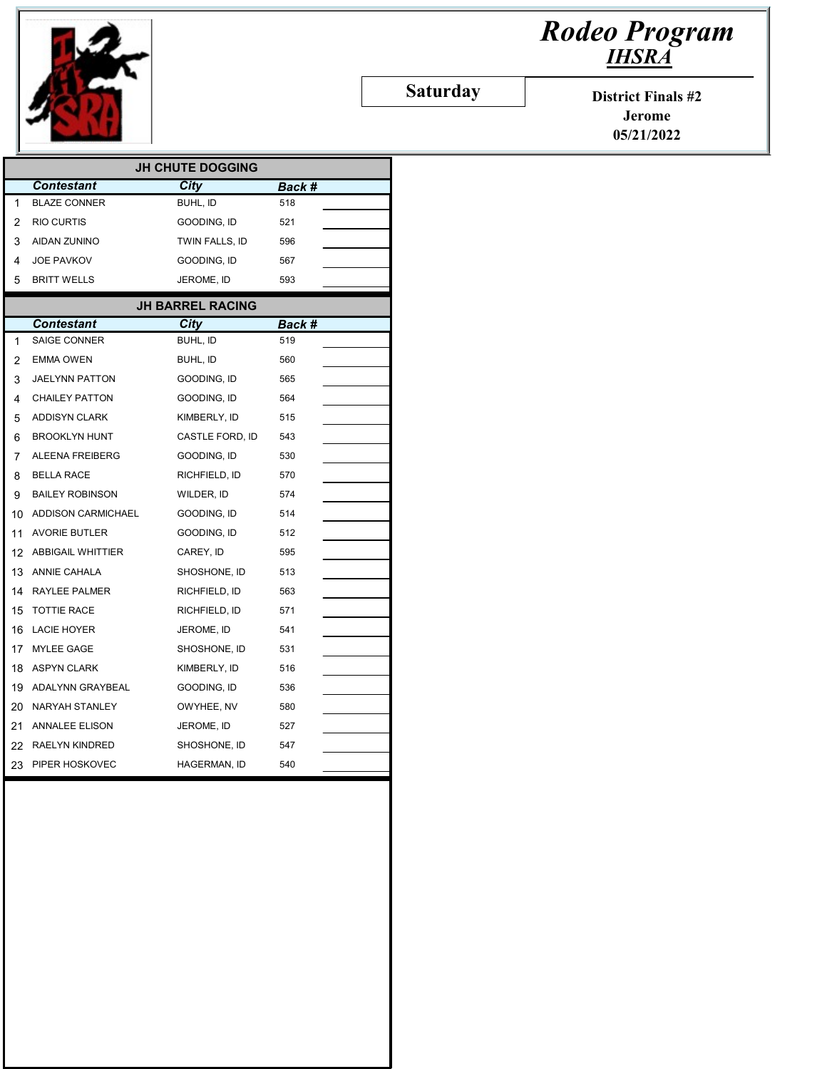# Rodeo Program

## IHSRA

**Saturday**

**District Finals #2**
**Jerome**
**05/21/2022**

## JH CHUTE DOGGING

| | Contestant | City | Back # | |
|---|---|---|---|---|
| 1 | BLAZE CONNER | BUHL, ID | 518 | |
| 2 | RIO CURTIS | GOODING, ID | 521 | |
| 3 | AIDAN ZUNINO | TWIN FALLS, ID | 596 | |
| 4 | JOE PAVKOV | GOODING, ID | 567 | |
| 5 | BRITT WELLS | JEROME, ID | 593 | |

## JH BARREL RACING

| | Contestant | City | Back # | |
|---|---|---|---|---|
| 1 | SAIGE CONNER | BUHL, ID | 519 | |
| 2 | EMMA OWEN | BUHL, ID | 560 | |
| 3 | JAELYNN PATTON | GOODING, ID | 565 | |
| 4 | CHAILEY PATTON | GOODING, ID | 564 | |
| 5 | ADDISYN CLARK | KIMBERLY, ID | 515 | |
| 6 | BROOKLYN HUNT | CASTLE FORD, ID | 543 | |
| 7 | ALEENA FREIBERG | GOODING, ID | 530 | |
| 8 | BELLA RACE | RICHFIELD, ID | 570 | |
| 9 | BAILEY ROBINSON | WILDER, ID | 574 | |
| 10 | ADDISON CARMICHAEL | GOODING, ID | 514 | |
| 11 | AVORIE BUTLER | GOODING, ID | 512 | |
| 12 | ABBIGAIL WHITTIER | CAREY, ID | 595 | |
| 13 | ANNIE CAHALA | SHOSHONE, ID | 513 | |
| 14 | RAYLEE PALMER | RICHFIELD, ID | 563 | |
| 15 | TOTTIE RACE | RICHFIELD, ID | 571 | |
| 16 | LACIE HOYER | JEROME, ID | 541 | |
| 17 | MYLEE GAGE | SHOSHONE, ID | 531 | |
| 18 | ASPYN CLARK | KIMBERLY, ID | 516 | |
| 19 | ADALYNN GRAYBEAL | GOODING, ID | 536 | |
| 20 | NARYAH STANLEY | OWYHEE, NV | 580 | |
| 21 | ANNALEE ELISON | JEROME, ID | 527 | |
| 22 | RAELYN KINDRED | SHOSHONE, ID | 547 | |
| 23 | PIPER HOSKOVEC | HAGERMAN, ID | 540 | |